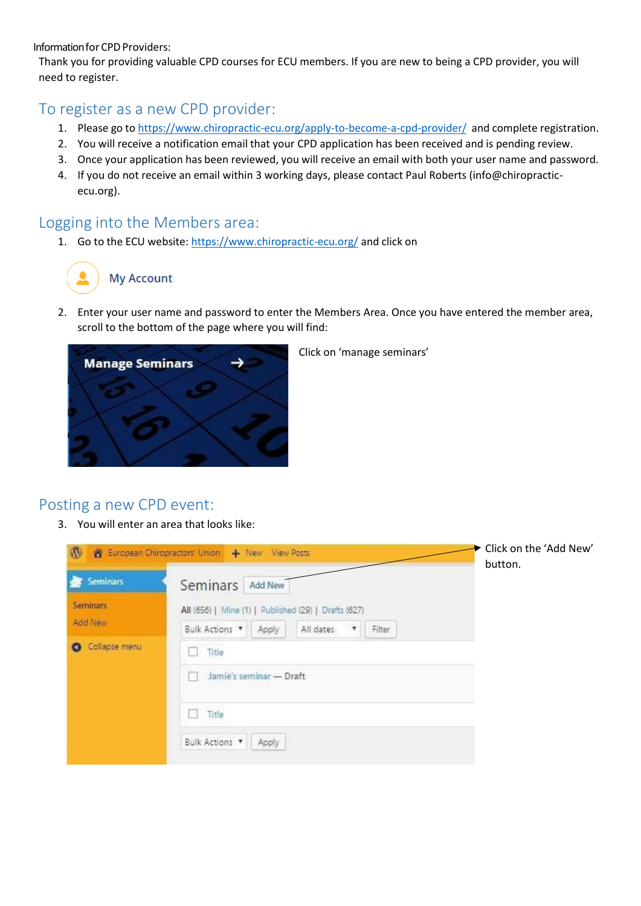Information for CPD Providers:

Thank you for providing valuable CPD courses for ECU members. If you are new to being a CPD provider, you will need to register.

## To register as a new CPD provider:

1. Please go to https://www.chiropractic-ecu.org/apply-to-become-a-cpd-provider/ and complete registration.
2. You will receive a notification email that your CPD application has been received and is pending review.
3. Once your application has been reviewed, you will receive an email with both your user name and password.
4. If you do not receive an email within 3 working days, please contact Paul Roberts (info@chiropractic-ecu.org).

## Logging into the Members area:

1. Go to the ECU website: https://www.chiropractic-ecu.org/ and click on

My Account

2. Enter your user name and password to enter the Members Area. Once you have entered the member area, scroll to the bottom of the page where you will find:

Manage Seminars →

Click on 'manage seminars'

## Posting a new CPD event:

3. You will enter an area that looks like:

Click on the 'Add New' button.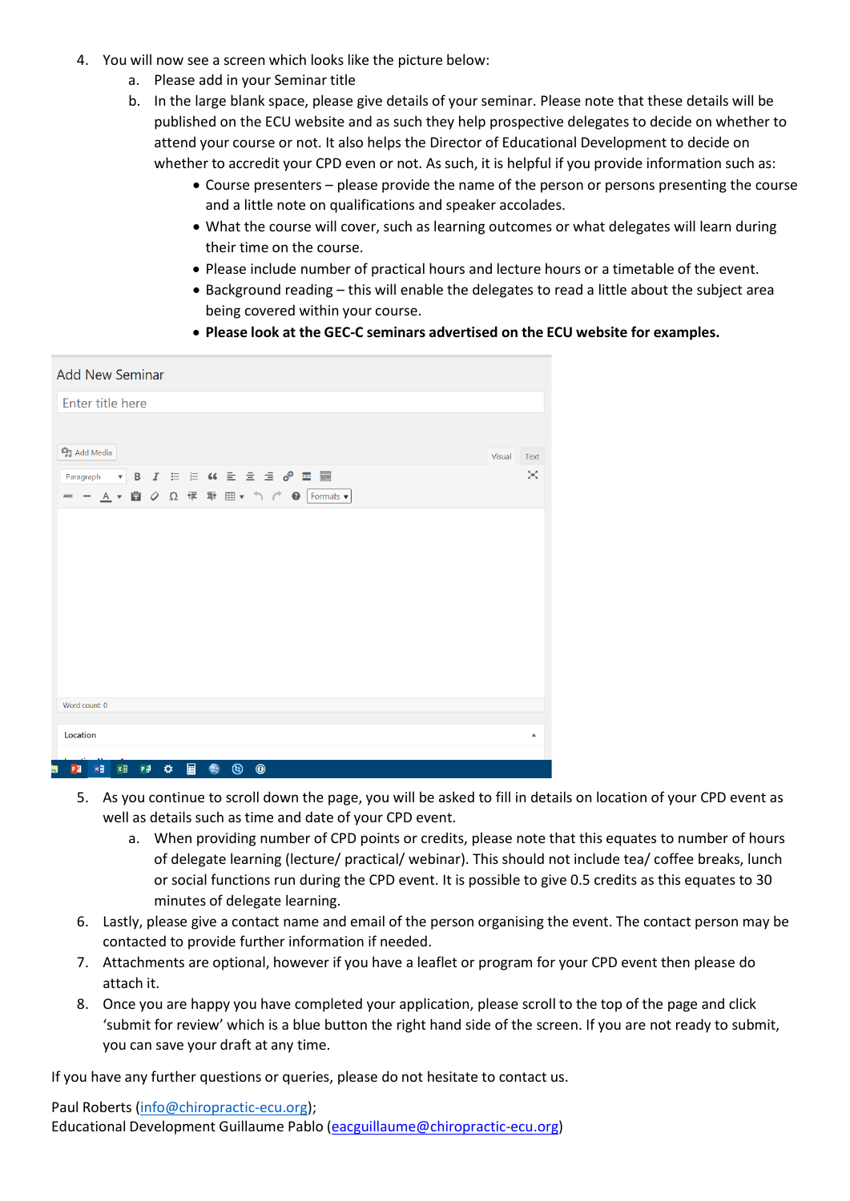4. You will now see a screen which looks like the picture below:
    a. Please add in your Seminar title
    b. In the large blank space, please give details of your seminar. Please note that these details will be published on the ECU website and as such they help prospective delegates to decide on whether to attend your course or not. It also helps the Director of Educational Development to decide on whether to accredit your CPD even or not. As such, it is helpful if you provide information such as:
        - Course presenters – please provide the name of the person or persons presenting the course and a little note on qualifications and speaker accolades.
        - What the course will cover, such as learning outcomes or what delegates will learn during their time on the course.
        - Please include number of practical hours and lecture hours or a timetable of the event.
        - Background reading – this will enable the delegates to read a little about the subject area being covered within your course.
        - **Please look at the GEC-C seminars advertised on the ECU website for examples.**

Add New Seminar

Enter title here

Add Media

Visual Text

Paragraph

Formats

Word count: 0

Location

5. As you continue to scroll down the page, you will be asked to fill in details on location of your CPD event as well as details such as time and date of your CPD event.
    a. When providing number of CPD points or credits, please note that this equates to number of hours of delegate learning (lecture/ practical/ webinar). This should not include tea/ coffee breaks, lunch or social functions run during the CPD event. It is possible to give 0.5 credits as this equates to 30 minutes of delegate learning.
6. Lastly, please give a contact name and email of the person organising the event. The contact person may be contacted to provide further information if needed.
7. Attachments are optional, however if you have a leaflet or program for your CPD event then please do attach it.
8. Once you are happy you have completed your application, please scroll to the top of the page and click 'submit for review' which is a blue button the right hand side of the screen. If you are not ready to submit, you can save your draft at any time.

If you have any further questions or queries, please do not hesitate to contact us.

Paul Roberts (info@chiropractic-ecu.org);
Educational Development Guillaume Pablo (eacguillaume@chiropractic-ecu.org)